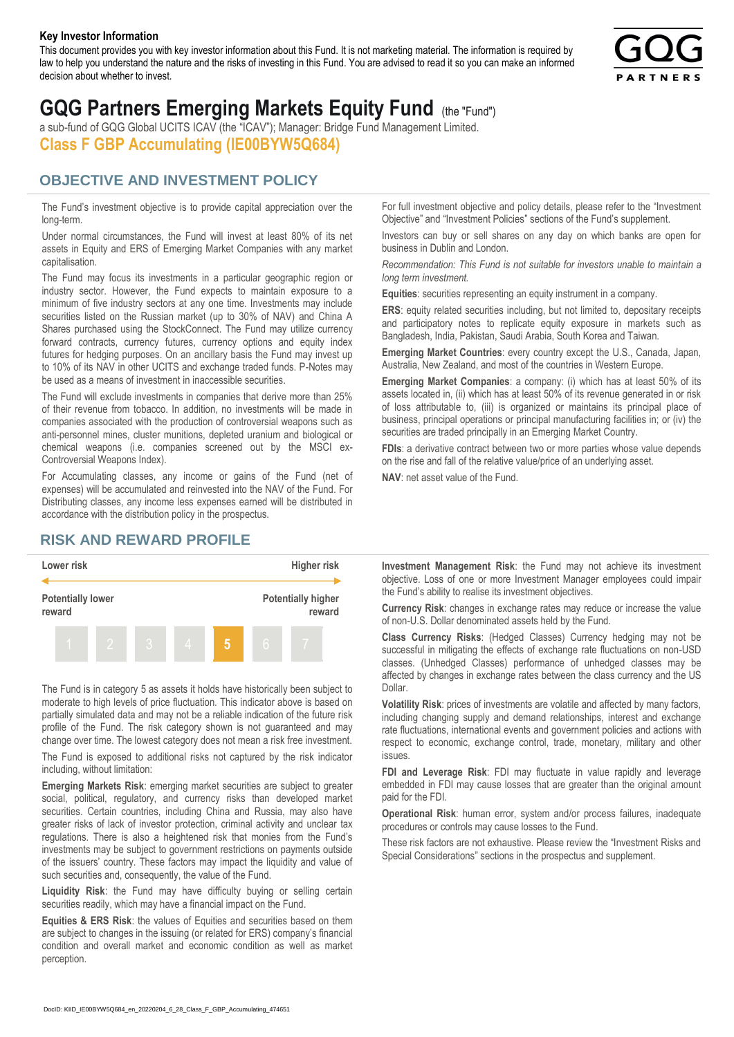**Key Investor Information**

This document provides you with key investor information about this Fund. It is not marketing material. The information is required by law to help you understand the nature and the risks of investing in this Fund. You are advised to read it so you can make an informed decision about whether to invest.

# GQG Partners Emerging Markets Equity Fund (the "Fund")

a sub-fund of GQG Global UCITS ICAV (the "ICAV"); Manager: Bridge Fund Management Limited.

## Class F GBP Accumulating (IE00BYW5Q684)

## OBJECTIVE AND INVESTMENT POLICY

The Fund's investment objective is to provide capital appreciation over the long-term.

Under normal circumstances, the Fund will invest at least 80% of its net assets in Equity and ERS of Emerging Market Companies with any market capitalisation.

The Fund may focus its investments in a particular geographic region or industry sector. However, the Fund expects to maintain exposure to a minimum of five industry sectors at any one time. Investments may include securities listed on the Russian market (up to 30% of NAV) and China A Shares purchased using the StockConnect. The Fund may utilize currency forward contracts, currency futures, currency options and equity index futures for hedging purposes. On an ancillary basis the Fund may invest up to 10% of its NAV in other UCITS and exchange traded funds. P-Notes may be used as a means of investment in inaccessible securities.

The Fund will exclude investments in companies that derive more than 25% of their revenue from tobacco. In addition, no investments will be made in companies associated with the production of controversial weapons such as anti-personnel mines, cluster munitions, depleted uranium and biological or chemical weapons (i.e. companies screened out by the MSCI ex-Controversial Weapons Index).

For Accumulating classes, any income or gains of the Fund (net of expenses) will be accumulated and reinvested into the NAV of the Fund. For Distributing classes, any income less expenses earned will be distributed in accordance with the distribution policy in the prospectus.

For full investment objective and policy details, please refer to the "Investment Objective" and "Investment Policies" sections of the Fund's supplement.

Investors can buy or sell shares on any day on which banks are open for business in Dublin and London.

*Recommendation: This Fund is not suitable for investors unable to maintain a long term investment.*

**Equities**: securities representing an equity instrument in a company.

**ERS**: equity related securities including, but not limited to, depositary receipts and participatory notes to replicate equity exposure in markets such as Bangladesh, India, Pakistan, Saudi Arabia, South Korea and Taiwan.

**Emerging Market Countries**: every country except the U.S., Canada, Japan, Australia, New Zealand, and most of the countries in Western Europe.

**Emerging Market Companies**: a company: (i) which has at least 50% of its assets located in, (ii) which has at least 50% of its revenue generated in or risk of loss attributable to, (iii) is organized or maintains its principal place of business, principal operations or principal manufacturing facilities in; or (iv) the securities are traded principally in an Emerging Market Country.

**FDIs**: a derivative contract between two or more parties whose value depends on the rise and fall of the relative value/price of an underlying asset.

**NAV**: net asset value of the Fund.

## RISK AND REWARD PROFILE

| Lower risk | | | | | | Higher risk |
|---|---|---|---|---|---|---|
| Potentially lower reward | | | | | | Potentially higher reward |
| 1 | 2 | 3 | 4 | **5** | 6 | 7 |

The Fund is in category 5 as assets it holds have historically been subject to moderate to high levels of price fluctuation. This indicator above is based on partially simulated data and may not be a reliable indication of the future risk profile of the Fund. The risk category shown is not guaranteed and may change over time. The lowest category does not mean a risk free investment.

The Fund is exposed to additional risks not captured by the risk indicator including, without limitation:

**Emerging Markets Risk**: emerging market securities are subject to greater social, political, regulatory, and currency risks than developed market securities. Certain countries, including China and Russia, may also have greater risks of lack of investor protection, criminal activity and unclear tax regulations. There is also a heightened risk that monies from the Fund's investments may be subject to government restrictions on payments outside of the issuers' country. These factors may impact the liquidity and value of such securities and, consequently, the value of the Fund.

**Liquidity Risk**: the Fund may have difficulty buying or selling certain securities readily, which may have a financial impact on the Fund.

**Equities & ERS Risk**: the values of Equities and securities based on them are subject to changes in the issuing (or related for ERS) company's financial condition and overall market and economic condition as well as market perception.

**Investment Management Risk**: the Fund may not achieve its investment objective. Loss of one or more Investment Manager employees could impair the Fund's ability to realise its investment objectives.

**Currency Risk**: changes in exchange rates may reduce or increase the value of non-U.S. Dollar denominated assets held by the Fund.

**Class Currency Risks**: (Hedged Classes) Currency hedging may not be successful in mitigating the effects of exchange rate fluctuations on non-USD classes. (Unhedged Classes) performance of unhedged classes may be affected by changes in exchange rates between the class currency and the US Dollar.

**Volatility Risk**: prices of investments are volatile and affected by many factors, including changing supply and demand relationships, interest and exchange rate fluctuations, international events and government policies and actions with respect to economic, exchange control, trade, monetary, military and other issues.

**FDI and Leverage Risk**: FDI may fluctuate in value rapidly and leverage embedded in FDI may cause losses that are greater than the original amount paid for the FDI.

**Operational Risk**: human error, system and/or process failures, inadequate procedures or controls may cause losses to the Fund.

These risk factors are not exhaustive. Please review the "Investment Risks and Special Considerations" sections in the prospectus and supplement.

DocID: KIID_IE00BYW5Q684_en_20220204_6_28_Class_F_GBP_Accumulating_474651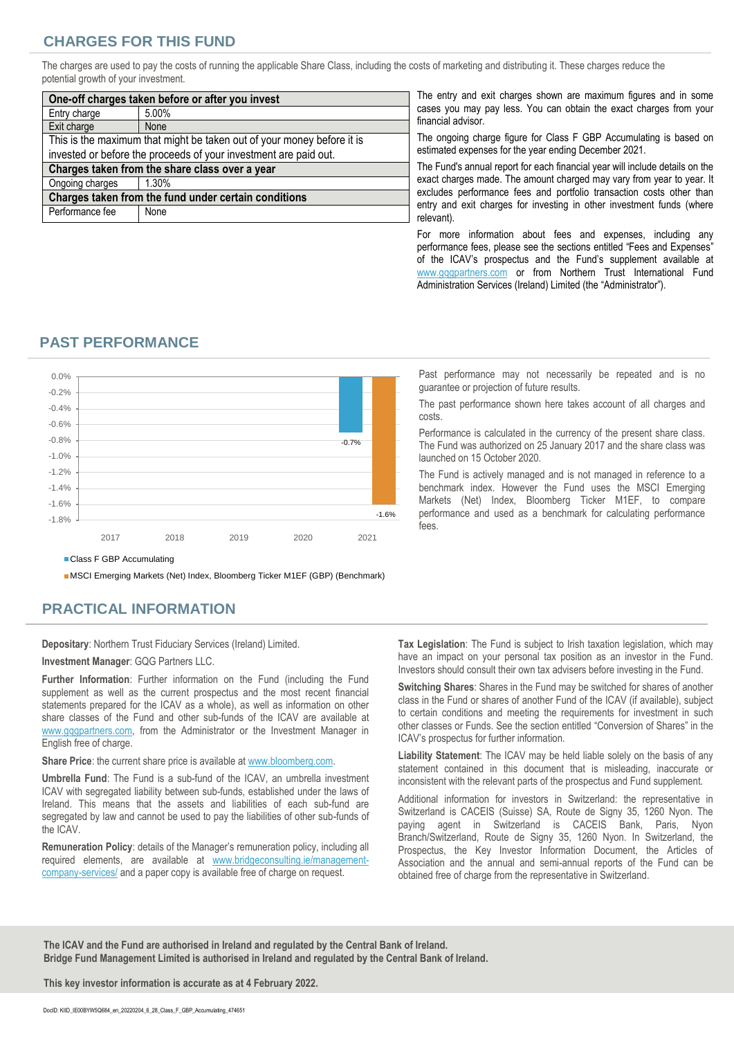## CHARGES FOR THIS FUND

The charges are used to pay the costs of running the applicable Share Class, including the costs of marketing and distributing it. These charges reduce the potential growth of your investment.

| One-off charges taken before or after you invest | |
|---|---|
| Entry charge | 5.00% |
| Exit charge | None |
| This is the maximum that might be taken out of your money before it is invested or before the proceeds of your investment are paid out. | |
| **Charges taken from the share class over a year** | |
| Ongoing charges | 1.30% |
| **Charges taken from the fund under certain conditions** | |
| Performance fee | None |

The entry and exit charges shown are maximum figures and in some cases you may pay less. You can obtain the exact charges from your financial advisor.

The ongoing charge figure for Class F GBP Accumulating is based on estimated expenses for the year ending December 2021.

The Fund's annual report for each financial year will include details on the exact charges made. The amount charged may vary from year to year. It excludes performance fees and portfolio transaction costs other than entry and exit charges for investing in other investment funds (where relevant).

For more information about fees and expenses, including any performance fees, please see the sections entitled "Fees and Expenses" of the ICAV's prospectus and the Fund's supplement available at www.gqgpartners.com or from Northern Trust International Fund Administration Services (Ireland) Limited (the "Administrator").

## PAST PERFORMANCE

0.0%
-0.2%
-0.4%
-0.6%
-0.8%
-1.0%
-1.2%
-1.4%
-1.6%
-1.8%

2017
2018
2019
2020
2021

-0.7%
-1.6%

Class F GBP Accumulating

MSCI Emerging Markets (Net) Index, Bloomberg Ticker M1EF (GBP) (Benchmark)

Past performance may not necessarily be repeated and is no guarantee or projection of future results.

The past performance shown here takes account of all charges and costs.

Performance is calculated in the currency of the present share class. The Fund was authorized on 25 January 2017 and the share class was launched on 15 October 2020.

The Fund is actively managed and is not managed in reference to a benchmark index. However the Fund uses the MSCI Emerging Markets (Net) Index, Bloomberg Ticker M1EF, to compare performance and used as a benchmark for calculating performance fees.

## PRACTICAL INFORMATION

**Depositary**: Northern Trust Fiduciary Services (Ireland) Limited.

**Investment Manager**: GQG Partners LLC.

**Further Information**: Further information on the Fund (including the Fund supplement as well as the current prospectus and the most recent financial statements prepared for the ICAV as a whole), as well as information on other share classes of the Fund and other sub-funds of the ICAV are available at www.gqgpartners.com, from the Administrator or the Investment Manager in English free of charge.

**Share Price**: the current share price is available at www.bloomberg.com.

**Umbrella Fund**: The Fund is a sub-fund of the ICAV, an umbrella investment ICAV with segregated liability between sub-funds, established under the laws of Ireland. This means that the assets and liabilities of each sub-fund are segregated by law and cannot be used to pay the liabilities of other sub-funds of the ICAV.

**Remuneration Policy**: details of the Manager's remuneration policy, including all required elements, are available at www.bridgeconsulting.ie/management-company-services/ and a paper copy is available free of charge on request.

**Tax Legislation**: The Fund is subject to Irish taxation legislation, which may have an impact on your personal tax position as an investor in the Fund. Investors should consult their own tax advisers before investing in the Fund.

**Switching Shares**: Shares in the Fund may be switched for shares of another class in the Fund or shares of another Fund of the ICAV (if available), subject to certain conditions and meeting the requirements for investment in such other classes or Funds. See the section entitled "Conversion of Shares" in the ICAV's prospectus for further information.

**Liability Statement**: The ICAV may be held liable solely on the basis of any statement contained in this document that is misleading, inaccurate or inconsistent with the relevant parts of the prospectus and Fund supplement.

Additional information for investors in Switzerland: the representative in Switzerland is CACEIS (Suisse) SA, Route de Signy 35, 1260 Nyon. The paying agent in Switzerland is CACEIS Bank, Paris, Nyon Branch/Switzerland, Route de Signy 35, 1260 Nyon. In Switzerland, the Prospectus, the Key Investor Information Document, the Articles of Association and the annual and semi-annual reports of the Fund can be obtained free of charge from the representative in Switzerland.

**The ICAV and the Fund are authorised in Ireland and regulated by the Central Bank of Ireland.**
**Bridge Fund Management Limited is authorised in Ireland and regulated by the Central Bank of Ireland.**

**This key investor information is accurate as at 4 February 2022.**

DocID: KIID_IE00BYW5Q684_en_20220204_6_28_Class_F_GBP_Accumulating_474651